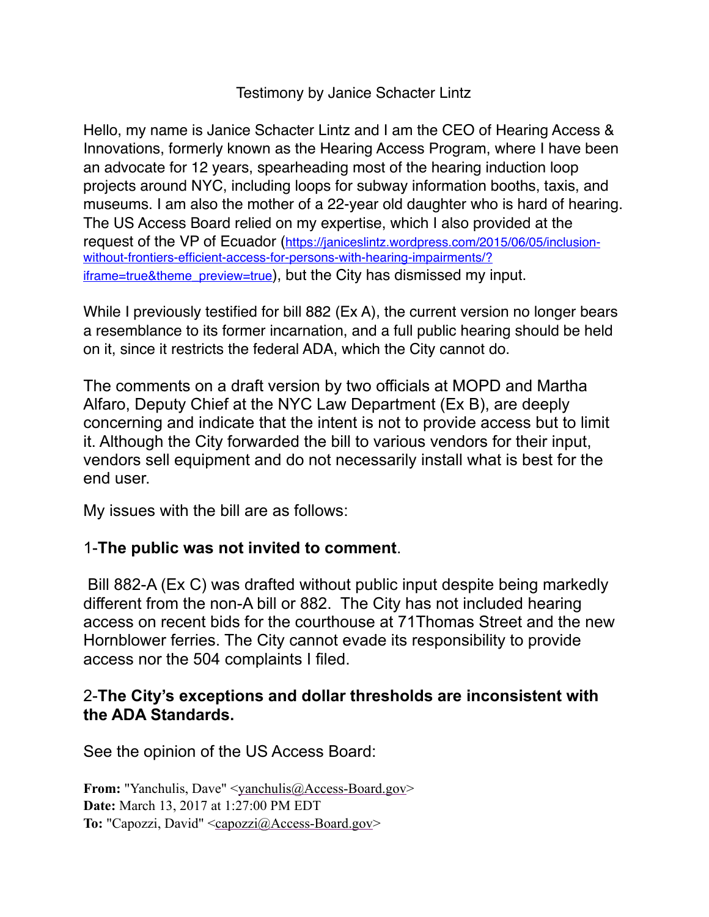Testimony by Janice Schacter Lintz

Hello, my name is Janice Schacter Lintz and I am the CEO of Hearing Access & Innovations, formerly known as the Hearing Access Program, where I have been an advocate for 12 years, spearheading most of the hearing induction loop projects around NYC, including loops for subway information booths, taxis, and museums. I am also the mother of a 22-year old daughter who is hard of hearing. The US Access Board relied on my expertise, which I also provided at the request of the VP of Ecuador (https://janiceslintz.wordpress.com/2015/06/05/inclusion-without-frontiers-efficient-access-for-persons-with-hearing-impairments/?iframe=true&theme_preview=true), but the City has dismissed my input.

While I previously testified for bill 882 (Ex A), the current version no longer bears a resemblance to its former incarnation, and a full public hearing should be held on it, since it restricts the federal ADA, which the City cannot do.

The comments on a draft version by two officials at MOPD and Martha Alfaro, Deputy Chief at the NYC Law Department (Ex B), are deeply concerning and indicate that the intent is not to provide access but to limit it. Although the City forwarded the bill to various vendors for their input, vendors sell equipment and do not necessarily install what is best for the end user.

My issues with the bill are as follows:

### 1-**The public was not invited to comment**.

Bill 882-A (Ex C) was drafted without public input despite being markedly different from the non-A bill or 882. The City has not included hearing access on recent bids for the courthouse at 71Thomas Street and the new Hornblower ferries. The City cannot evade its responsibility to provide access nor the 504 complaints I filed.

### 2-**The City's exceptions and dollar thresholds are inconsistent with the ADA Standards.**

See the opinion of the US Access Board:

**From:** "Yanchulis, Dave" <yanchulis@Access-Board.gov>
**Date:** March 13, 2017 at 1:27:00 PM EDT
**To:** "Capozzi, David" <capozzi@Access-Board.gov>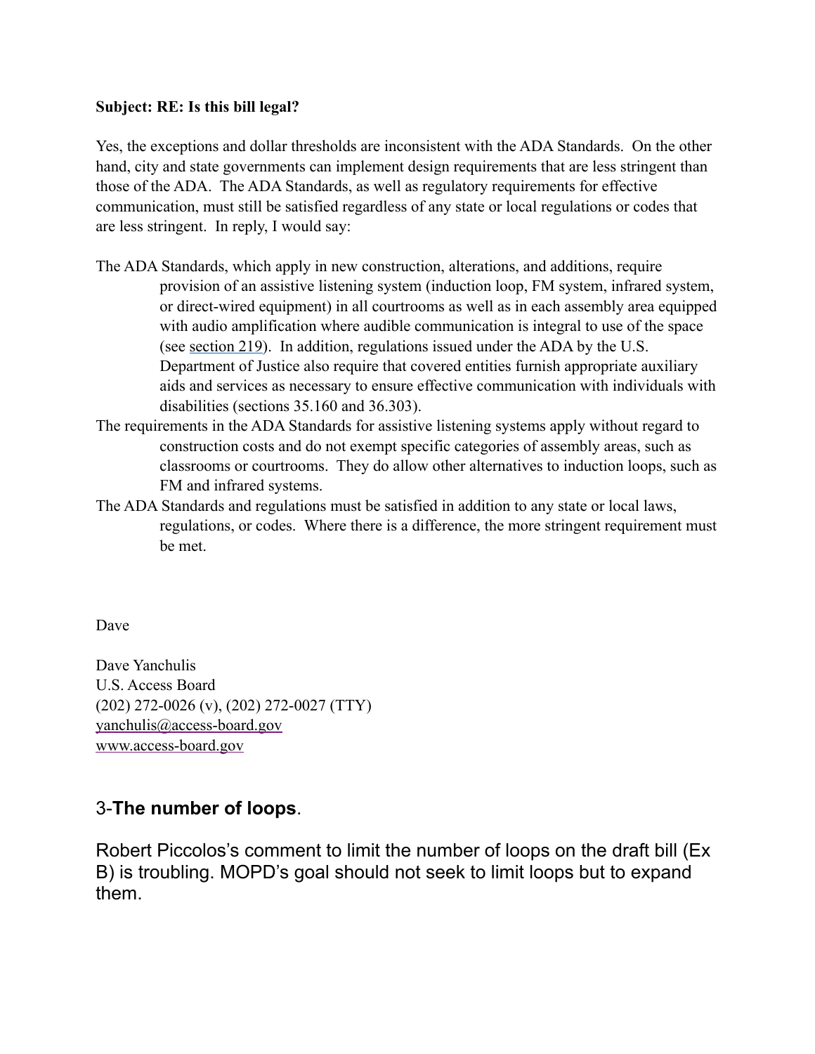**Subject: RE: Is this bill legal?**

Yes, the exceptions and dollar thresholds are inconsistent with the ADA Standards. On the other hand, city and state governments can implement design requirements that are less stringent than those of the ADA. The ADA Standards, as well as regulatory requirements for effective communication, must still be satisfied regardless of any state or local regulations or codes that are less stringent. In reply, I would say:

The ADA Standards, which apply in new construction, alterations, and additions, require provision of an assistive listening system (induction loop, FM system, infrared system, or direct-wired equipment) in all courtrooms as well as in each assembly area equipped with audio amplification where audible communication is integral to use of the space (see section 219). In addition, regulations issued under the ADA by the U.S. Department of Justice also require that covered entities furnish appropriate auxiliary aids and services as necessary to ensure effective communication with individuals with disabilities (sections 35.160 and 36.303).

The requirements in the ADA Standards for assistive listening systems apply without regard to construction costs and do not exempt specific categories of assembly areas, such as classrooms or courtrooms. They do allow other alternatives to induction loops, such as FM and infrared systems.

The ADA Standards and regulations must be satisfied in addition to any state or local laws, regulations, or codes. Where there is a difference, the more stringent requirement must be met.

Dave

Dave Yanchulis
U.S. Access Board
(202) 272-0026 (v), (202) 272-0027 (TTY)
yanchulis@access-board.gov
www.access-board.gov

## 3-**The number of loops**.

Robert Piccolos's comment to limit the number of loops on the draft bill (Ex B) is troubling. MOPD's goal should not seek to limit loops but to expand them.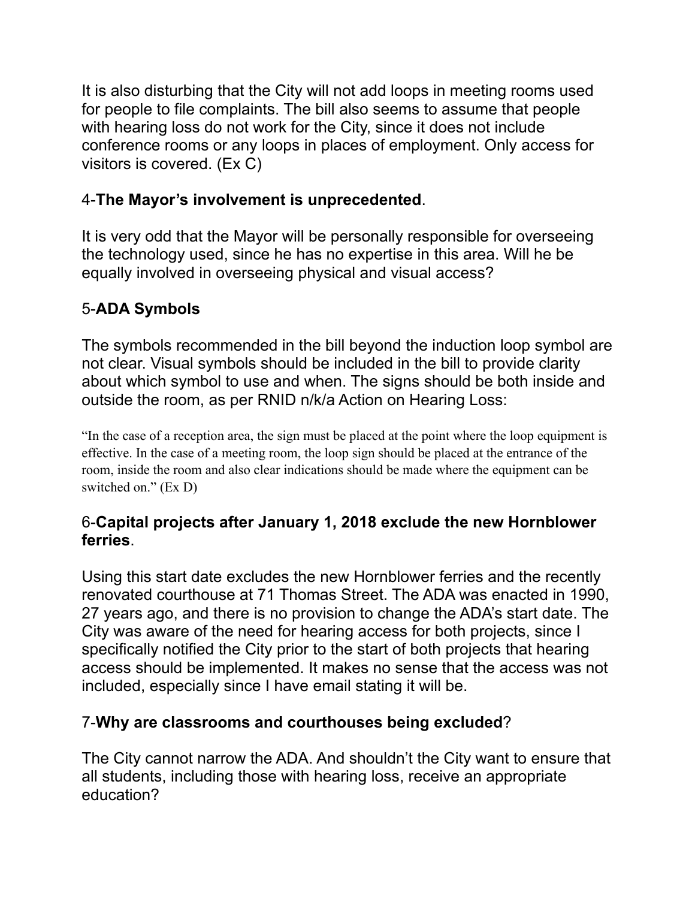It is also disturbing that the City will not add loops in meeting rooms used for people to file complaints. The bill also seems to assume that people with hearing loss do not work for the City, since it does not include conference rooms or any loops in places of employment. Only access for visitors is covered. (Ex C)

4-**The Mayor's involvement is unprecedented**.

It is very odd that the Mayor will be personally responsible for overseeing the technology used, since he has no expertise in this area. Will he be equally involved in overseeing physical and visual access?

5-**ADA Symbols**

The symbols recommended in the bill beyond the induction loop symbol are not clear. Visual symbols should be included in the bill to provide clarity about which symbol to use and when. The signs should be both inside and outside the room, as per RNID n/k/a Action on Hearing Loss:

> "In the case of a reception area, the sign must be placed at the point where the loop equipment is effective. In the case of a meeting room, the loop sign should be placed at the entrance of the room, inside the room and also clear indications should be made where the equipment can be switched on." (Ex D)

6-**Capital projects after January 1, 2018 exclude the new Hornblower ferries**.

Using this start date excludes the new Hornblower ferries and the recently renovated courthouse at 71 Thomas Street. The ADA was enacted in 1990, 27 years ago, and there is no provision to change the ADA's start date. The City was aware of the need for hearing access for both projects, since I specifically notified the City prior to the start of both projects that hearing access should be implemented. It makes no sense that the access was not included, especially since I have email stating it will be.

7-**Why are classrooms and courthouses being excluded**?

The City cannot narrow the ADA. And shouldn't the City want to ensure that all students, including those with hearing loss, receive an appropriate education?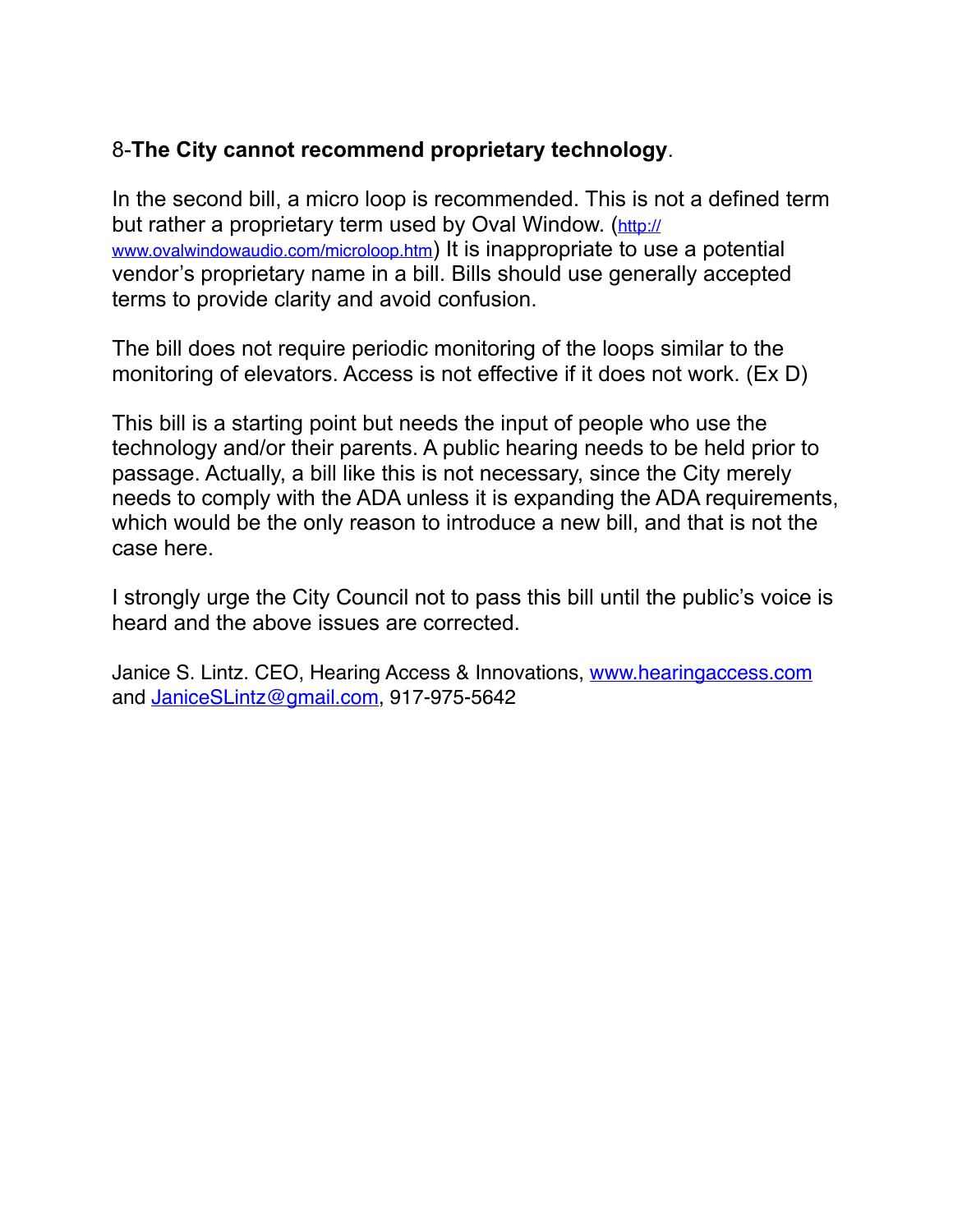8-**The City cannot recommend proprietary technology**.

In the second bill, a micro loop is recommended. This is not a defined term but rather a proprietary term used by Oval Window. (http://www.ovalwindowaudio.com/microloop.htm) It is inappropriate to use a potential vendor's proprietary name in a bill. Bills should use generally accepted terms to provide clarity and avoid confusion.

The bill does not require periodic monitoring of the loops similar to the monitoring of elevators. Access is not effective if it does not work. (Ex D)

This bill is a starting point but needs the input of people who use the technology and/or their parents. A public hearing needs to be held prior to passage. Actually, a bill like this is not necessary, since the City merely needs to comply with the ADA unless it is expanding the ADA requirements, which would be the only reason to introduce a new bill, and that is not the case here.

I strongly urge the City Council not to pass this bill until the public's voice is heard and the above issues are corrected.

Janice S. Lintz. CEO, Hearing Access & Innovations, www.hearingaccess.com and JaniceSLintz@gmail.com, 917-975-5642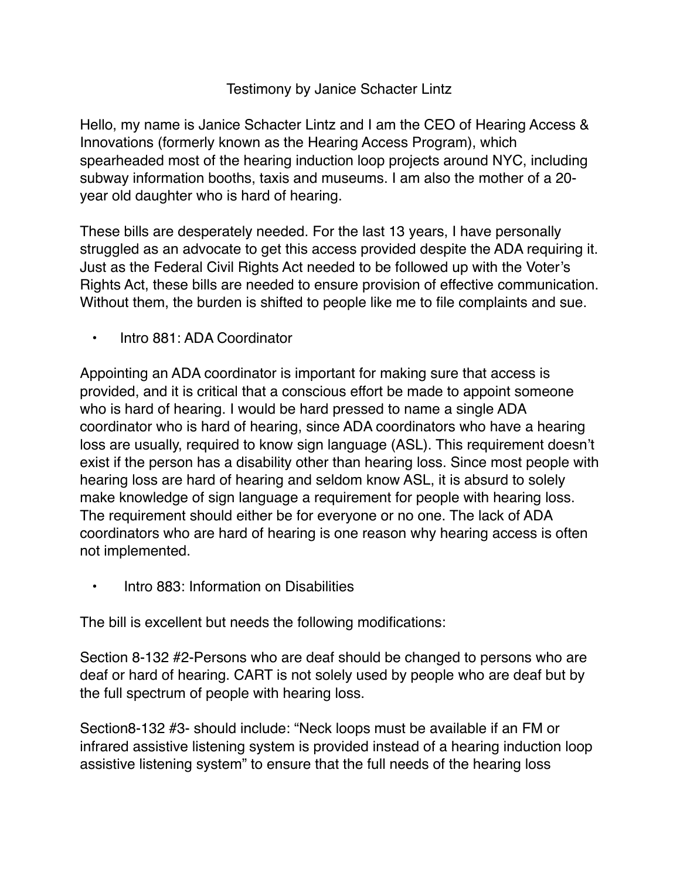Testimony by Janice Schacter Lintz

Hello, my name is Janice Schacter Lintz and I am the CEO of Hearing Access & Innovations (formerly known as the Hearing Access Program), which spearheaded most of the hearing induction loop projects around NYC, including subway information booths, taxis and museums. I am also the mother of a 20-year old daughter who is hard of hearing.

These bills are desperately needed. For the last 13 years, I have personally struggled as an advocate to get this access provided despite the ADA requiring it. Just as the Federal Civil Rights Act needed to be followed up with the Voter's Rights Act, these bills are needed to ensure provision of effective communication. Without them, the burden is shifted to people like me to file complaints and sue.

- Intro 881: ADA Coordinator

Appointing an ADA coordinator is important for making sure that access is provided, and it is critical that a conscious effort be made to appoint someone who is hard of hearing. I would be hard pressed to name a single ADA coordinator who is hard of hearing, since ADA coordinators who have a hearing loss are usually, required to know sign language (ASL). This requirement doesn't exist if the person has a disability other than hearing loss. Since most people with hearing loss are hard of hearing and seldom know ASL, it is absurd to solely make knowledge of sign language a requirement for people with hearing loss. The requirement should either be for everyone or no one. The lack of ADA coordinators who are hard of hearing is one reason why hearing access is often not implemented.

- Intro 883: Information on Disabilities

The bill is excellent but needs the following modifications:

Section 8-132 #2-Persons who are deaf should be changed to persons who are deaf or hard of hearing. CART is not solely used by people who are deaf but by the full spectrum of people with hearing loss.

Section8-132 #3- should include: "Neck loops must be available if an FM or infrared assistive listening system is provided instead of a hearing induction loop assistive listening system" to ensure that the full needs of the hearing loss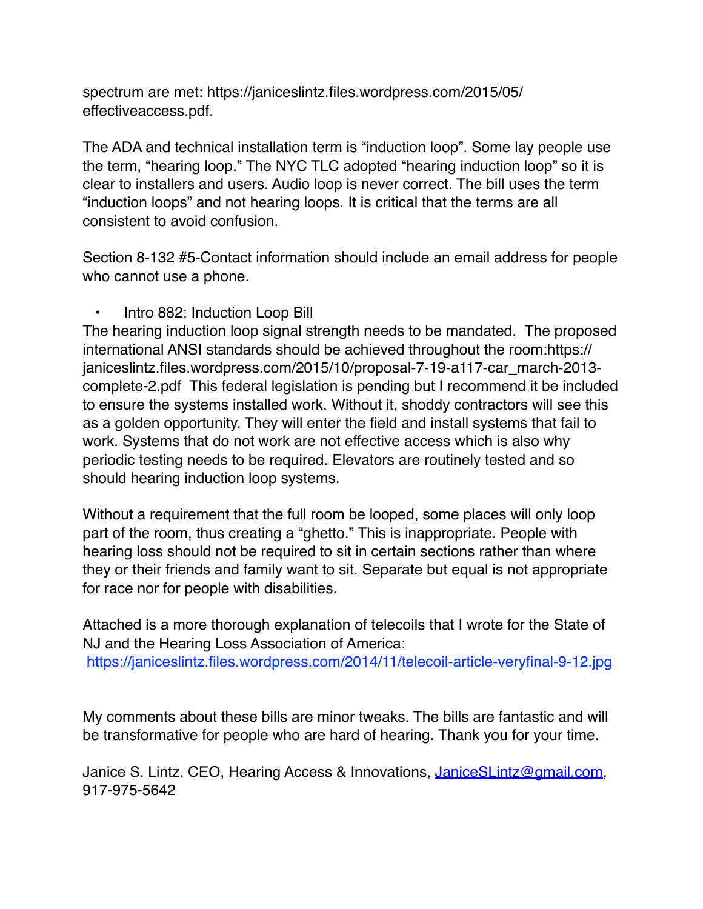spectrum are met: https://janiceslintz.files.wordpress.com/2015/05/effectiveaccess.pdf.

The ADA and technical installation term is "induction loop". Some lay people use the term, "hearing loop." The NYC TLC adopted "hearing induction loop" so it is clear to installers and users. Audio loop is never correct. The bill uses the term "induction loops" and not hearing loops. It is critical that the terms are all consistent to avoid confusion.

Section 8-132 #5-Contact information should include an email address for people who cannot use a phone.

- Intro 882: Induction Loop Bill

The hearing induction loop signal strength needs to be mandated. The proposed international ANSI standards should be achieved throughout the room:https://janiceslintz.files.wordpress.com/2015/10/proposal-7-19-a117-car_march-2013-complete-2.pdf This federal legislation is pending but I recommend it be included to ensure the systems installed work. Without it, shoddy contractors will see this as a golden opportunity. They will enter the field and install systems that fail to work. Systems that do not work are not effective access which is also why periodic testing needs to be required. Elevators are routinely tested and so should hearing induction loop systems.

Without a requirement that the full room be looped, some places will only loop part of the room, thus creating a "ghetto." This is inappropriate. People with hearing loss should not be required to sit in certain sections rather than where they or their friends and family want to sit. Separate but equal is not appropriate for race nor for people with disabilities.

Attached is a more thorough explanation of telecoils that I wrote for the State of NJ and the Hearing Loss Association of America:
https://janiceslintz.files.wordpress.com/2014/11/telecoil-article-veryfinal-9-12.jpg

My comments about these bills are minor tweaks. The bills are fantastic and will be transformative for people who are hard of hearing. Thank you for your time.

Janice S. Lintz. CEO, Hearing Access & Innovations, JaniceSLintz@gmail.com, 917-975-5642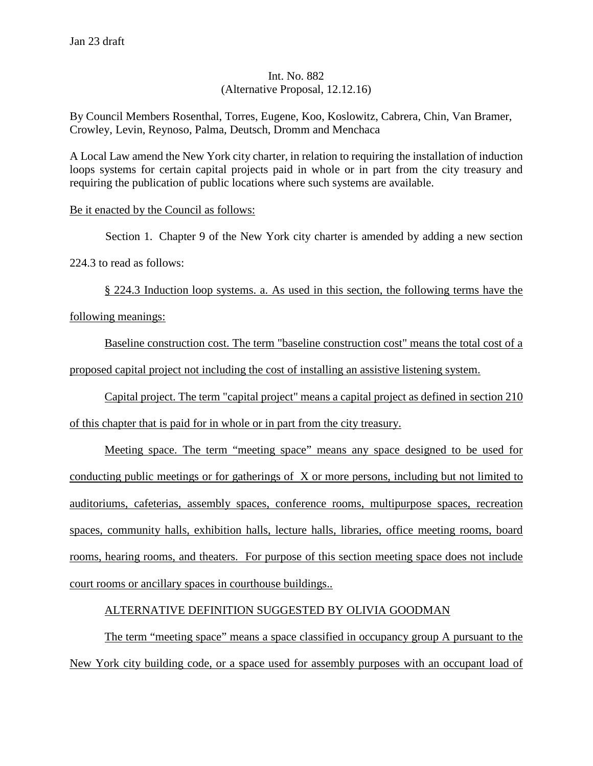Jan 23 draft

Int. No. 882
(Alternative Proposal, 12.12.16)

By Council Members Rosenthal, Torres, Eugene, Koo, Koslowitz, Cabrera, Chin, Van Bramer, Crowley, Levin, Reynoso, Palma, Deutsch, Dromm and Menchaca

A Local Law amend the New York city charter, in relation to requiring the installation of induction loops systems for certain capital projects paid in whole or in part from the city treasury and requiring the publication of public locations where such systems are available.

<u>Be it enacted by the Council as follows:</u>

Section 1. Chapter 9 of the New York city charter is amended by adding a new section 224.3 to read as follows:

<u>§ 224.3 Induction loop systems. a. As used in this section, the following terms have the following meanings:</u>

<u>Baseline construction cost. The term "baseline construction cost" means the total cost of a proposed capital project not including the cost of installing an assistive listening system.</u>

<u>Capital project. The term "capital project" means a capital project as defined in section 210 of this chapter that is paid for in whole or in part from the city treasury.</u>

<u>Meeting space. The term "meeting space" means any space designed to be used for conducting public meetings or for gatherings of X or more persons, including but not limited to auditoriums, cafeterias, assembly spaces, conference rooms, multipurpose spaces, recreation spaces, community halls, exhibition halls, lecture halls, libraries, office meeting rooms, board rooms, hearing rooms, and theaters. For purpose of this section meeting space does not include court rooms or ancillary spaces in courthouse buildings..</u>

<u>ALTERNATIVE DEFINITION SUGGESTED BY OLIVIA GOODMAN</u>

<u>The term "meeting space" means a space classified in occupancy group A pursuant to the New York city building code, or a space used for assembly purposes with an occupant load of</u>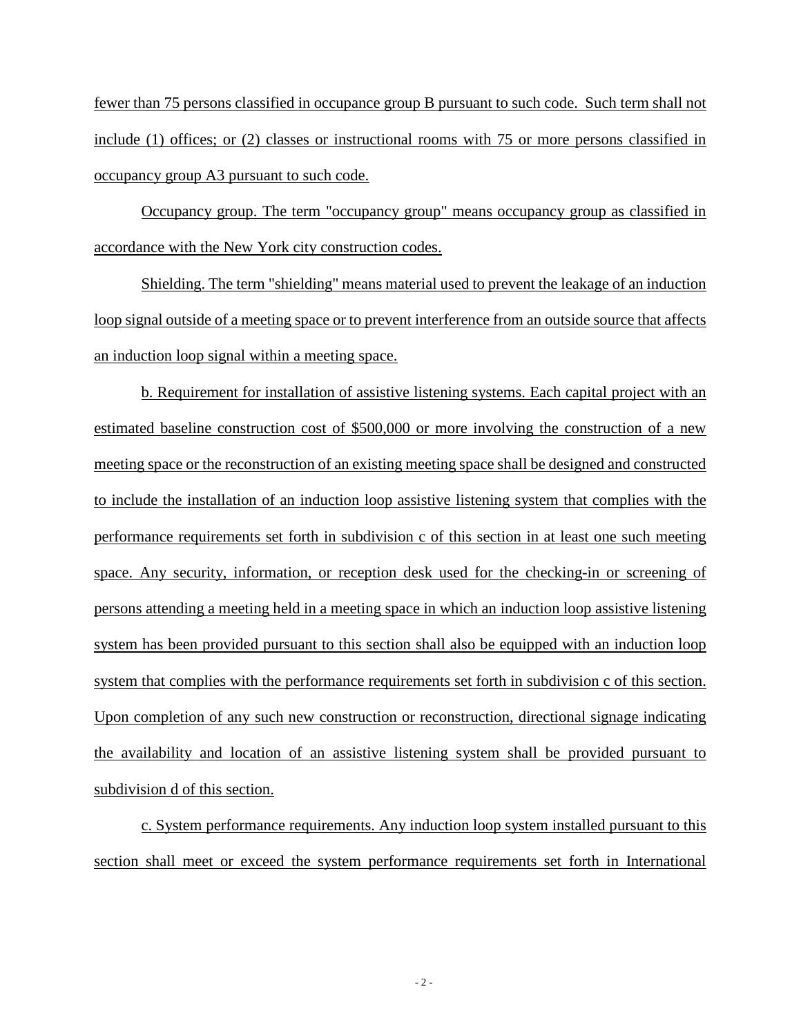fewer than 75 persons classified in occupance group B pursuant to such code. Such term shall not include (1) offices; or (2) classes or instructional rooms with 75 or more persons classified in occupancy group A3 pursuant to such code.

Occupancy group. The term "occupancy group" means occupancy group as classified in accordance with the New York city construction codes.

Shielding. The term "shielding" means material used to prevent the leakage of an induction loop signal outside of a meeting space or to prevent interference from an outside source that affects an induction loop signal within a meeting space.

b. Requirement for installation of assistive listening systems. Each capital project with an estimated baseline construction cost of $500,000 or more involving the construction of a new meeting space or the reconstruction of an existing meeting space shall be designed and constructed to include the installation of an induction loop assistive listening system that complies with the performance requirements set forth in subdivision c of this section in at least one such meeting space. Any security, information, or reception desk used for the checking-in or screening of persons attending a meeting held in a meeting space in which an induction loop assistive listening system has been provided pursuant to this section shall also be equipped with an induction loop system that complies with the performance requirements set forth in subdivision c of this section. Upon completion of any such new construction or reconstruction, directional signage indicating the availability and location of an assistive listening system shall be provided pursuant to subdivision d of this section.

c. System performance requirements. Any induction loop system installed pursuant to this section shall meet or exceed the system performance requirements set forth in International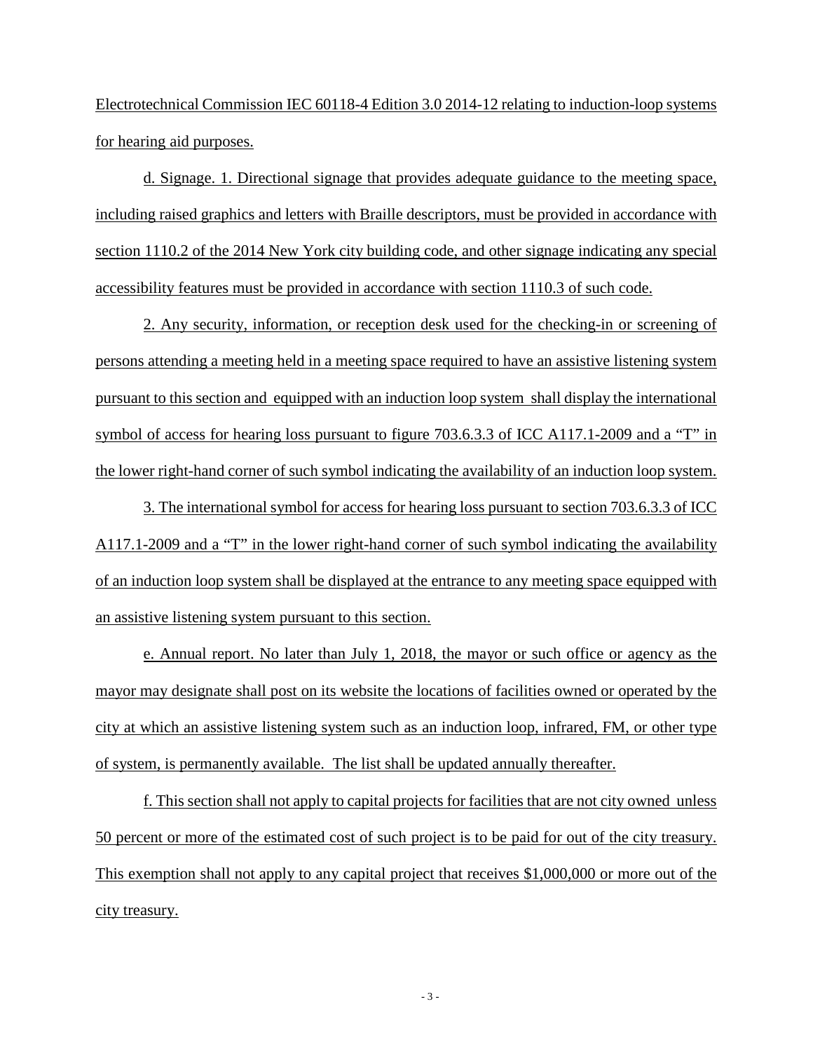Electrotechnical Commission IEC 60118-4 Edition 3.0 2014-12 relating to induction-loop systems for hearing aid purposes.

d. Signage. 1. Directional signage that provides adequate guidance to the meeting space, including raised graphics and letters with Braille descriptors, must be provided in accordance with section 1110.2 of the 2014 New York city building code, and other signage indicating any special accessibility features must be provided in accordance with section 1110.3 of such code.

2. Any security, information, or reception desk used for the checking-in or screening of persons attending a meeting held in a meeting space required to have an assistive listening system pursuant to this section and equipped with an induction loop system shall display the international symbol of access for hearing loss pursuant to figure 703.6.3.3 of ICC A117.1-2009 and a "T" in the lower right-hand corner of such symbol indicating the availability of an induction loop system.

3. The international symbol for access for hearing loss pursuant to section 703.6.3.3 of ICC A117.1-2009 and a "T" in the lower right-hand corner of such symbol indicating the availability of an induction loop system shall be displayed at the entrance to any meeting space equipped with an assistive listening system pursuant to this section.

e. Annual report. No later than July 1, 2018, the mayor or such office or agency as the mayor may designate shall post on its website the locations of facilities owned or operated by the city at which an assistive listening system such as an induction loop, infrared, FM, or other type of system, is permanently available. The list shall be updated annually thereafter.

f. This section shall not apply to capital projects for facilities that are not city owned unless 50 percent or more of the estimated cost of such project is to be paid for out of the city treasury. This exemption shall not apply to any capital project that receives $1,000,000 or more out of the city treasury.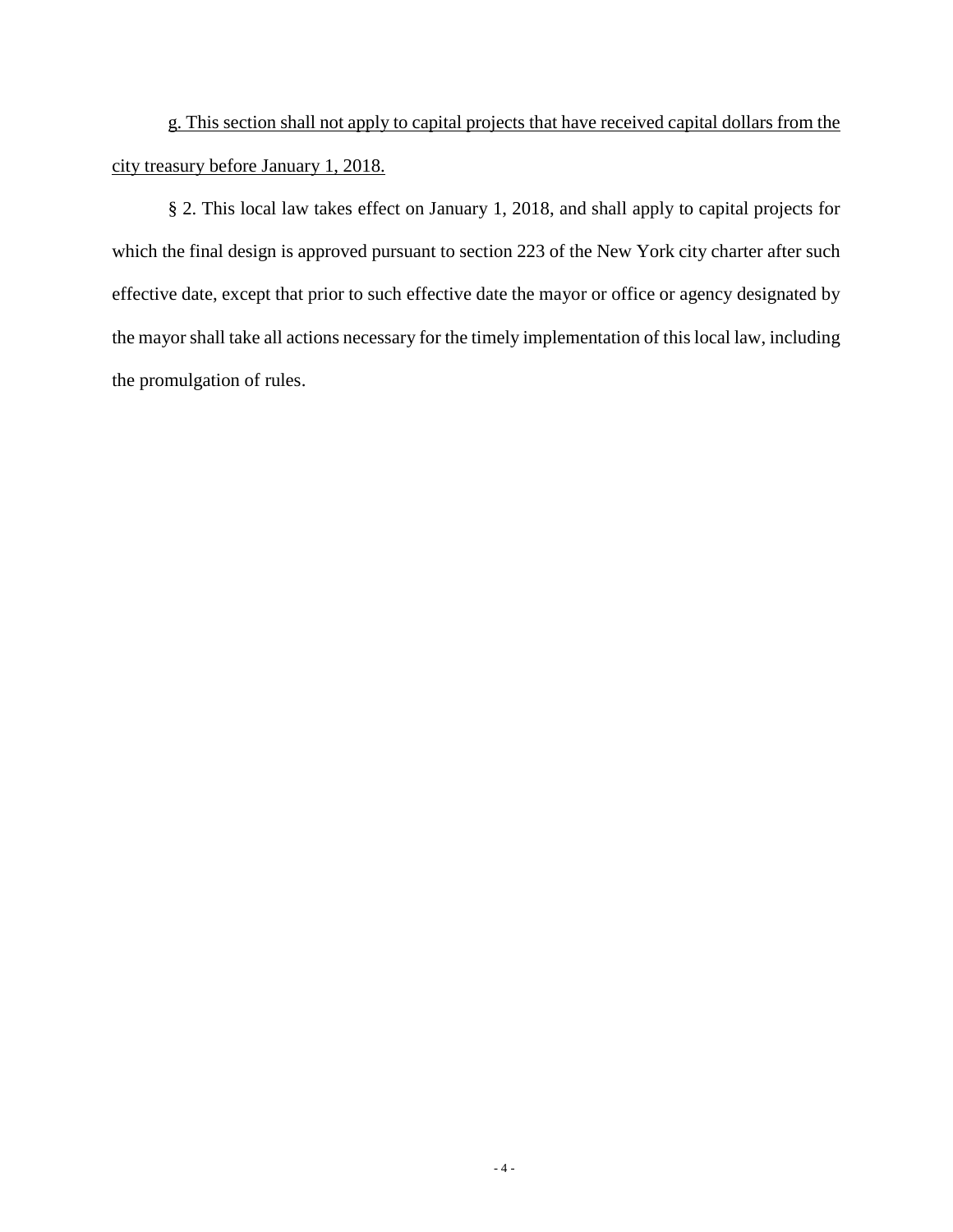g. This section shall not apply to capital projects that have received capital dollars from the city treasury before January 1, 2018.

§ 2. This local law takes effect on January 1, 2018, and shall apply to capital projects for which the final design is approved pursuant to section 223 of the New York city charter after such effective date, except that prior to such effective date the mayor or office or agency designated by the mayor shall take all actions necessary for the timely implementation of this local law, including the promulgation of rules.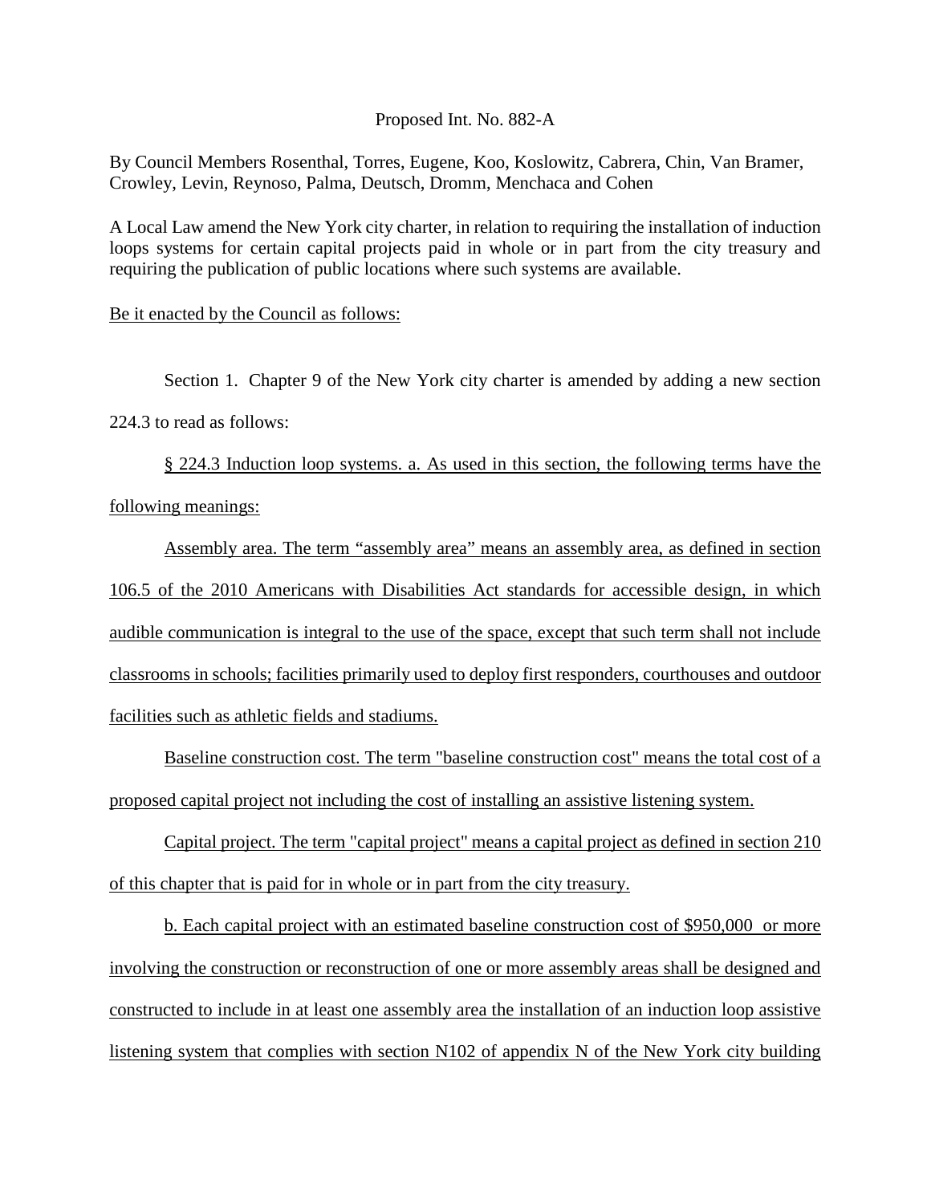Proposed Int. No. 882-A

By Council Members Rosenthal, Torres, Eugene, Koo, Koslowitz, Cabrera, Chin, Van Bramer, Crowley, Levin, Reynoso, Palma, Deutsch, Dromm, Menchaca and Cohen

A Local Law amend the New York city charter, in relation to requiring the installation of induction loops systems for certain capital projects paid in whole or in part from the city treasury and requiring the publication of public locations where such systems are available.

Be it enacted by the Council as follows:

Section 1. Chapter 9 of the New York city charter is amended by adding a new section 224.3 to read as follows:

§ 224.3 Induction loop systems. a. As used in this section, the following terms have the following meanings:

Assembly area. The term "assembly area" means an assembly area, as defined in section 106.5 of the 2010 Americans with Disabilities Act standards for accessible design, in which audible communication is integral to the use of the space, except that such term shall not include classrooms in schools; facilities primarily used to deploy first responders, courthouses and outdoor facilities such as athletic fields and stadiums.

Baseline construction cost. The term "baseline construction cost" means the total cost of a proposed capital project not including the cost of installing an assistive listening system.

Capital project. The term "capital project" means a capital project as defined in section 210 of this chapter that is paid for in whole or in part from the city treasury.

b. Each capital project with an estimated baseline construction cost of $950,000 or more involving the construction or reconstruction of one or more assembly areas shall be designed and constructed to include in at least one assembly area the installation of an induction loop assistive listening system that complies with section N102 of appendix N of the New York city building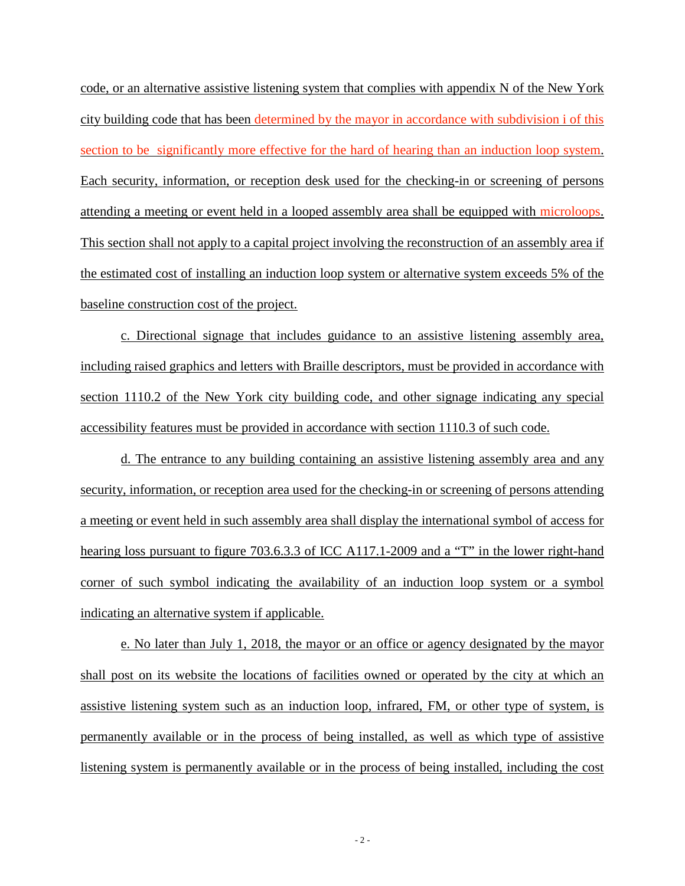code, or an alternative assistive listening system that complies with appendix N of the New York city building code that has been determined by the mayor in accordance with subdivision i of this section to be significantly more effective for the hard of hearing than an induction loop system. Each security, information, or reception desk used for the checking-in or screening of persons attending a meeting or event held in a looped assembly area shall be equipped with microloops. This section shall not apply to a capital project involving the reconstruction of an assembly area if the estimated cost of installing an induction loop system or alternative system exceeds 5% of the baseline construction cost of the project.

c. Directional signage that includes guidance to an assistive listening assembly area, including raised graphics and letters with Braille descriptors, must be provided in accordance with section 1110.2 of the New York city building code, and other signage indicating any special accessibility features must be provided in accordance with section 1110.3 of such code.

d. The entrance to any building containing an assistive listening assembly area and any security, information, or reception area used for the checking-in or screening of persons attending a meeting or event held in such assembly area shall display the international symbol of access for hearing loss pursuant to figure 703.6.3.3 of ICC A117.1-2009 and a "T" in the lower right-hand corner of such symbol indicating the availability of an induction loop system or a symbol indicating an alternative system if applicable.

e. No later than July 1, 2018, the mayor or an office or agency designated by the mayor shall post on its website the locations of facilities owned or operated by the city at which an assistive listening system such as an induction loop, infrared, FM, or other type of system, is permanently available or in the process of being installed, as well as which type of assistive listening system is permanently available or in the process of being installed, including the cost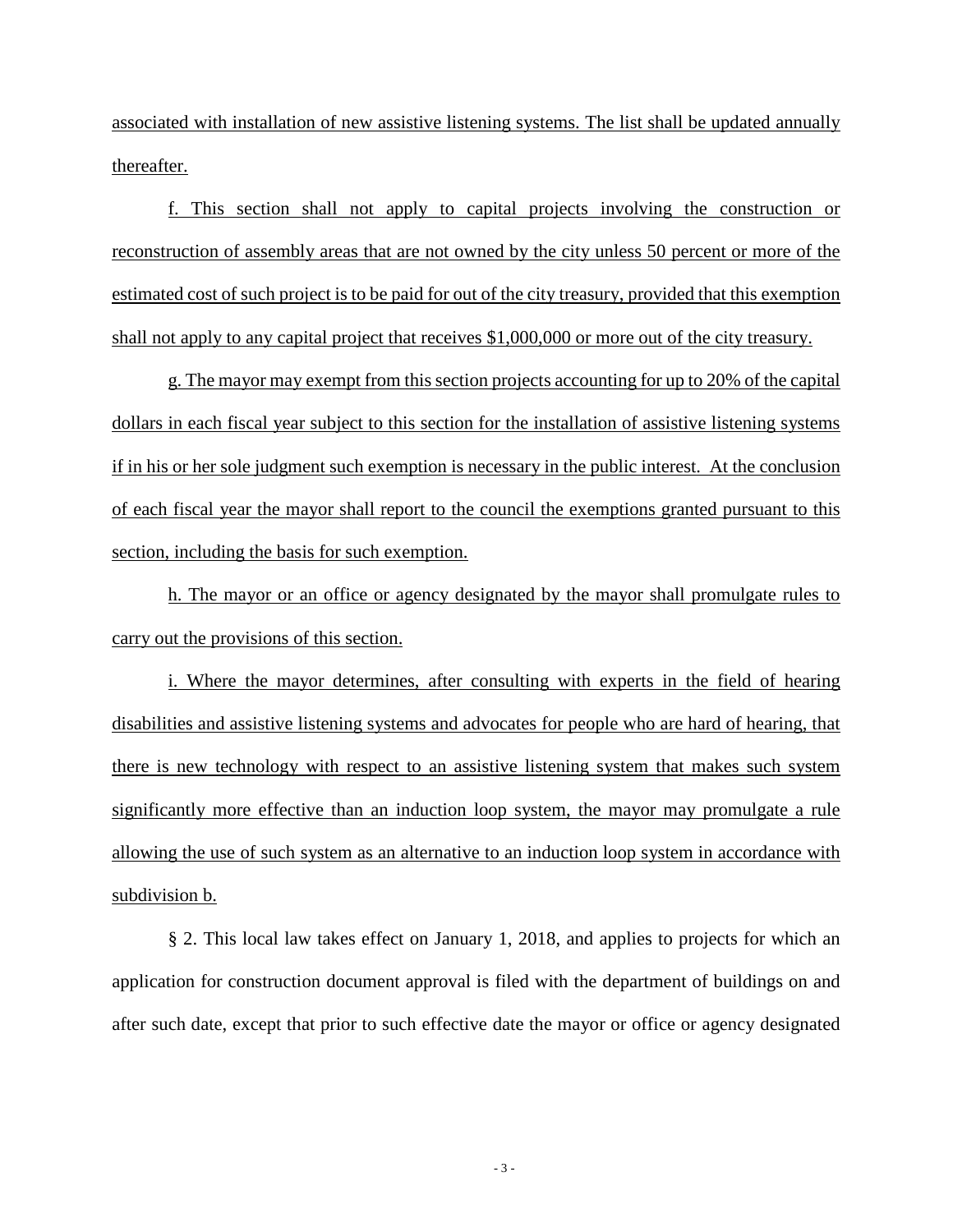associated with installation of new assistive listening systems. The list shall be updated annually thereafter.

f. This section shall not apply to capital projects involving the construction or reconstruction of assembly areas that are not owned by the city unless 50 percent or more of the estimated cost of such project is to be paid for out of the city treasury, provided that this exemption shall not apply to any capital project that receives $1,000,000 or more out of the city treasury.

g. The mayor may exempt from this section projects accounting for up to 20% of the capital dollars in each fiscal year subject to this section for the installation of assistive listening systems if in his or her sole judgment such exemption is necessary in the public interest. At the conclusion of each fiscal year the mayor shall report to the council the exemptions granted pursuant to this section, including the basis for such exemption.

h. The mayor or an office or agency designated by the mayor shall promulgate rules to carry out the provisions of this section.

i. Where the mayor determines, after consulting with experts in the field of hearing disabilities and assistive listening systems and advocates for people who are hard of hearing, that there is new technology with respect to an assistive listening system that makes such system significantly more effective than an induction loop system, the mayor may promulgate a rule allowing the use of such system as an alternative to an induction loop system in accordance with subdivision b.

§ 2. This local law takes effect on January 1, 2018, and applies to projects for which an application for construction document approval is filed with the department of buildings on and after such date, except that prior to such effective date the mayor or office or agency designated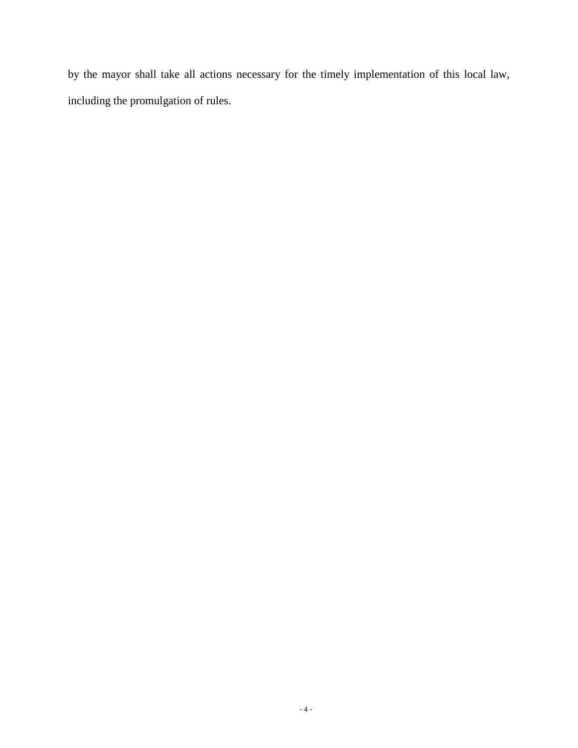by the mayor shall take all actions necessary for the timely implementation of this local law, including the promulgation of rules.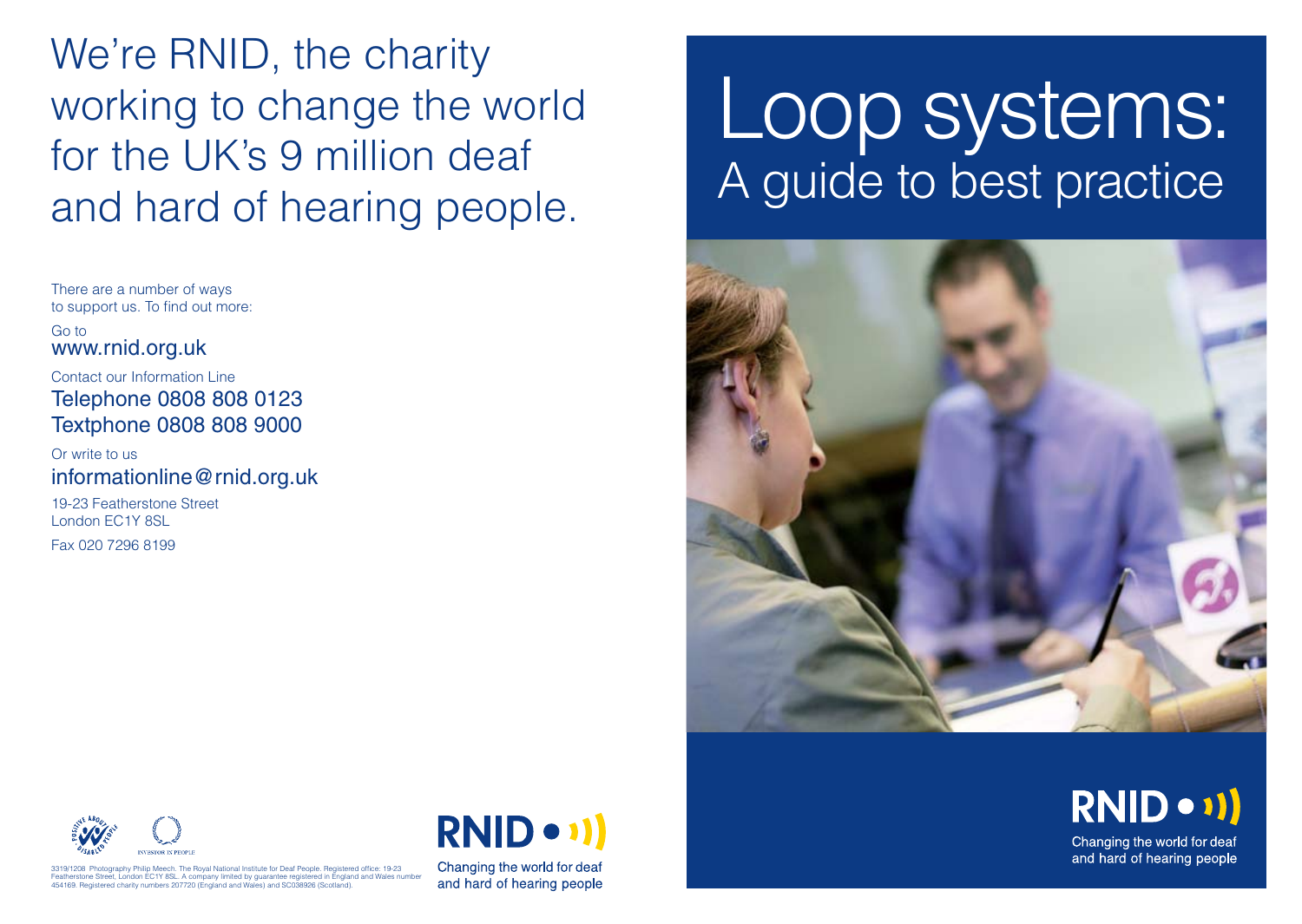# We're RNID, the charity working to change the world for the UK's 9 million deaf and hard of hearing people.

There are a number of ways to support us. To find out more:

Go to
www.rnid.org.uk

Contact our Information Line
Telephone 0808 808 0123
Textphone 0808 808 9000

Or write to us
informationline@rnid.org.uk

19-23 Featherstone Street
London EC1Y 8SL

Fax 020 7296 8199

3319/1208 Photography Philip Meech. The Royal National Institute for Deaf People. Registered office: 19-23 Featherstone Street, London EC1Y 8SL. A company limited by guarantee registered in England and Wales number 454169. Registered charity numbers 207720 (England and Wales) and SC038926 (Scotland).

RNID

Changing the world for deaf and hard of hearing people

# Loop systems:

## A guide to best practice

RNID

Changing the world for deaf and hard of hearing people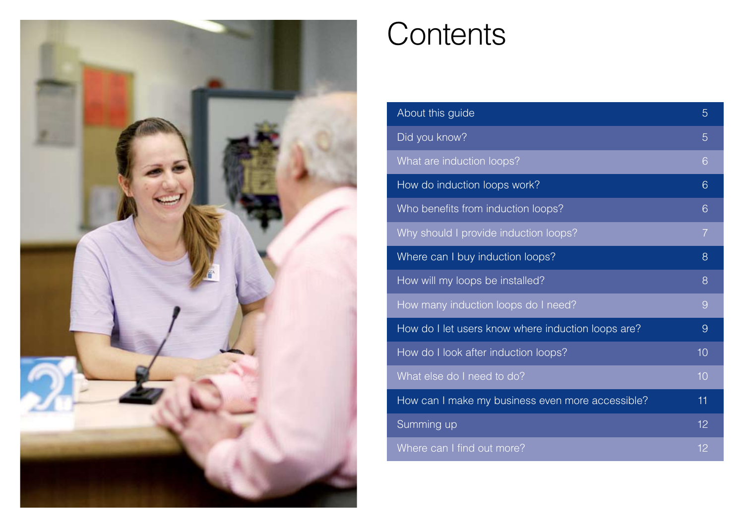# Contents

| | |
|---|---|
| About this guide | 5 |
| Did you know? | 5 |
| What are induction loops? | 6 |
| How do induction loops work? | 6 |
| Who benefits from induction loops? | 6 |
| Why should I provide induction loops? | 7 |
| Where can I buy induction loops? | 8 |
| How will my loops be installed? | 8 |
| How many induction loops do I need? | 9 |
| How do I let users know where induction loops are? | 9 |
| How do I look after induction loops? | 10 |
| What else do I need to do? | 10 |
| How can I make my business even more accessible? | 11 |
| Summing up | 12 |
| Where can I find out more? | 12 |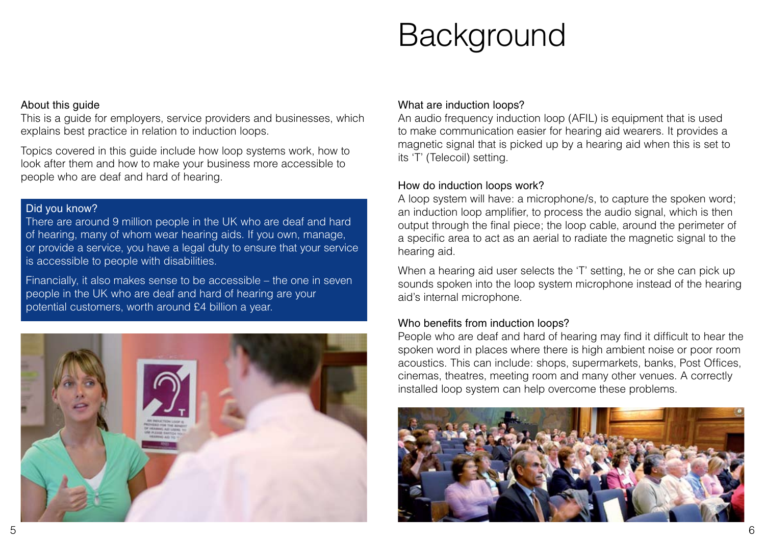# Background

## About this guide

This is a guide for employers, service providers and businesses, which explains best practice in relation to induction loops.

Topics covered in this guide include how loop systems work, how to look after them and how to make your business more accessible to people who are deaf and hard of hearing.

### Did you know?

There are around 9 million people in the UK who are deaf and hard of hearing, many of whom wear hearing aids. If you own, manage, or provide a service, you have a legal duty to ensure that your service is accessible to people with disabilities.

Financially, it also makes sense to be accessible – the one in seven people in the UK who are deaf and hard of hearing are your potential customers, worth around £4 billion a year.

## What are induction loops?

An audio frequency induction loop (AFIL) is equipment that is used to make communication easier for hearing aid wearers. It provides a magnetic signal that is picked up by a hearing aid when this is set to its 'T' (Telecoil) setting.

## How do induction loops work?

A loop system will have: a microphone/s, to capture the spoken word; an induction loop amplifier, to process the audio signal, which is then output through the final piece; the loop cable, around the perimeter of a specific area to act as an aerial to radiate the magnetic signal to the hearing aid.

When a hearing aid user selects the 'T' setting, he or she can pick up sounds spoken into the loop system microphone instead of the hearing aid's internal microphone.

## Who benefits from induction loops?

People who are deaf and hard of hearing may find it difficult to hear the spoken word in places where there is high ambient noise or poor room acoustics. This can include: shops, supermarkets, banks, Post Offices, cinemas, theatres, meeting room and many other venues. A correctly installed loop system can help overcome these problems.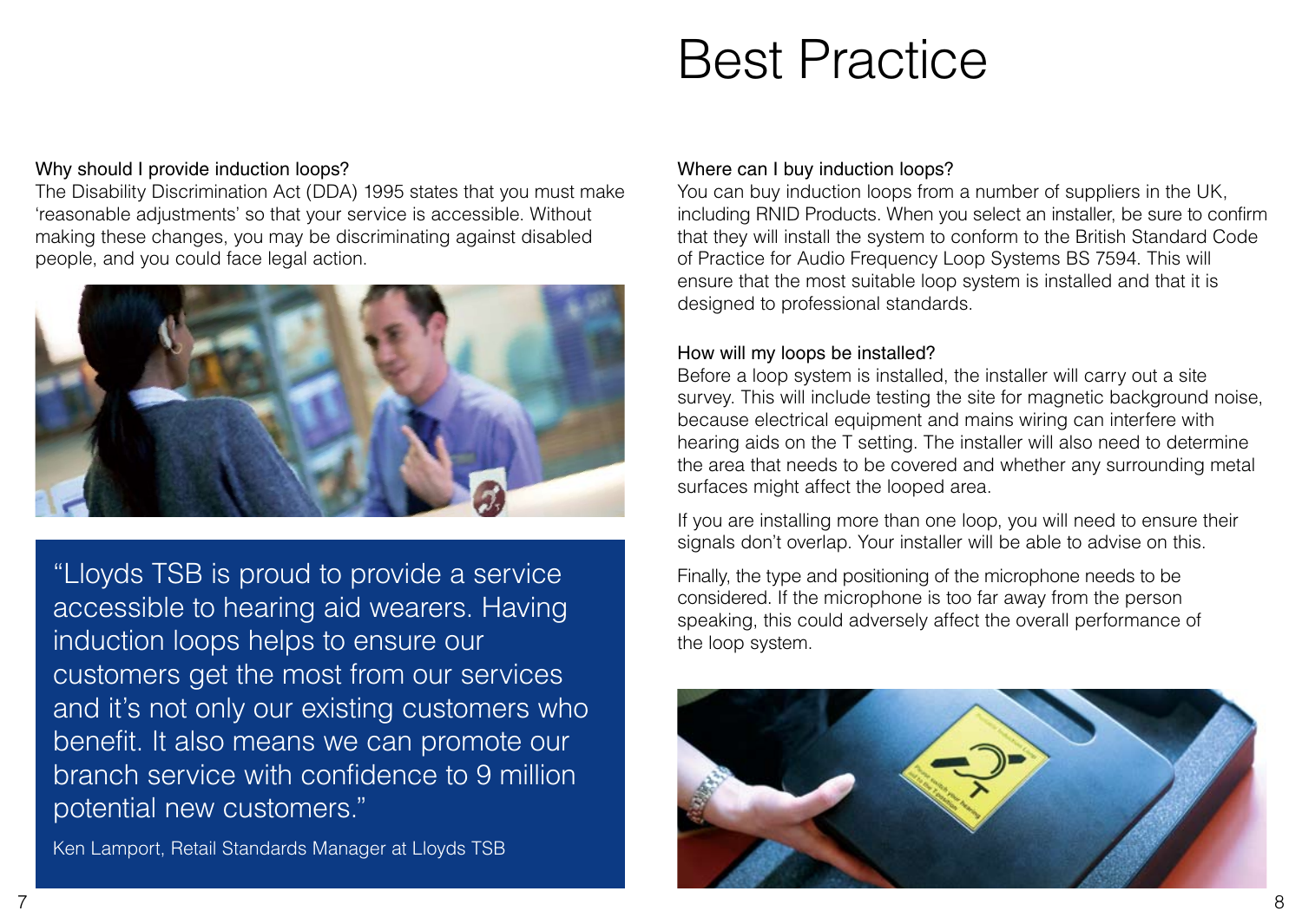# Best Practice

### Why should I provide induction loops?

The Disability Discrimination Act (DDA) 1995 states that you must make 'reasonable adjustments' so that your service is accessible. Without making these changes, you may be discriminating against disabled people, and you could face legal action.

"Lloyds TSB is proud to provide a service accessible to hearing aid wearers. Having induction loops helps to ensure our customers get the most from our services and it's not only our existing customers who benefit. It also means we can promote our branch service with confidence to 9 million potential new customers."

Ken Lamport, Retail Standards Manager at Lloyds TSB

### Where can I buy induction loops?

You can buy induction loops from a number of suppliers in the UK, including RNID Products. When you select an installer, be sure to confirm that they will install the system to conform to the British Standard Code of Practice for Audio Frequency Loop Systems BS 7594. This will ensure that the most suitable loop system is installed and that it is designed to professional standards.

### How will my loops be installed?

Before a loop system is installed, the installer will carry out a site survey. This will include testing the site for magnetic background noise, because electrical equipment and mains wiring can interfere with hearing aids on the T setting. The installer will also need to determine the area that needs to be covered and whether any surrounding metal surfaces might affect the looped area.

If you are installing more than one loop, you will need to ensure their signals don't overlap. Your installer will be able to advise on this.

Finally, the type and positioning of the microphone needs to be considered. If the microphone is too far away from the person speaking, this could adversely affect the overall performance of the loop system.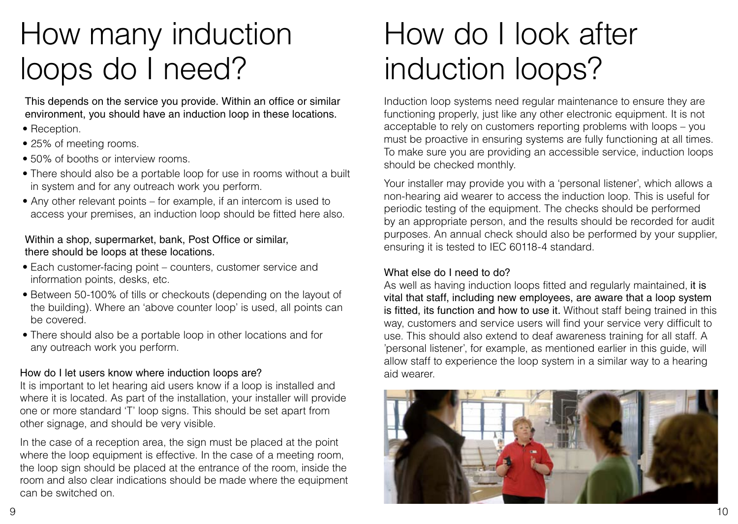# How many induction loops do I need?

This depends on the service you provide. Within an office or similar environment, you should have an induction loop in these locations.

- Reception.
- 25% of meeting rooms.
- 50% of booths or interview rooms.
- There should also be a portable loop for use in rooms without a built in system and for any outreach work you perform.
- Any other relevant points – for example, if an intercom is used to access your premises, an induction loop should be fitted here also.

Within a shop, supermarket, bank, Post Office or similar, there should be loops at these locations.

- Each customer-facing point – counters, customer service and information points, desks, etc.
- Between 50-100% of tills or checkouts (depending on the layout of the building). Where an 'above counter loop' is used, all points can be covered.
- There should also be a portable loop in other locations and for any outreach work you perform.

### How do I let users know where induction loops are?

It is important to let hearing aid users know if a loop is installed and where it is located. As part of the installation, your installer will provide one or more standard 'T' loop signs. This should be set apart from other signage, and should be very visible.

In the case of a reception area, the sign must be placed at the point where the loop equipment is effective. In the case of a meeting room, the loop sign should be placed at the entrance of the room, inside the room and also clear indications should be made where the equipment can be switched on.

# How do I look after induction loops?

Induction loop systems need regular maintenance to ensure they are functioning properly, just like any other electronic equipment. It is not acceptable to rely on customers reporting problems with loops – you must be proactive in ensuring systems are fully functioning at all times. To make sure you are providing an accessible service, induction loops should be checked monthly.

Your installer may provide you with a 'personal listener', which allows a non-hearing aid wearer to access the induction loop. This is useful for periodic testing of the equipment. The checks should be performed by an appropriate person, and the results should be recorded for audit purposes. An annual check should also be performed by your supplier, ensuring it is tested to IEC 60118-4 standard.

### What else do I need to do?

As well as having induction loops fitted and regularly maintained, it is vital that staff, including new employees, are aware that a loop system is fitted, its function and how to use it. Without staff being trained in this way, customers and service users will find your service very difficult to use. This should also extend to deaf awareness training for all staff. A 'personal listener', for example, as mentioned earlier in this guide, will allow staff to experience the loop system in a similar way to a hearing aid wearer.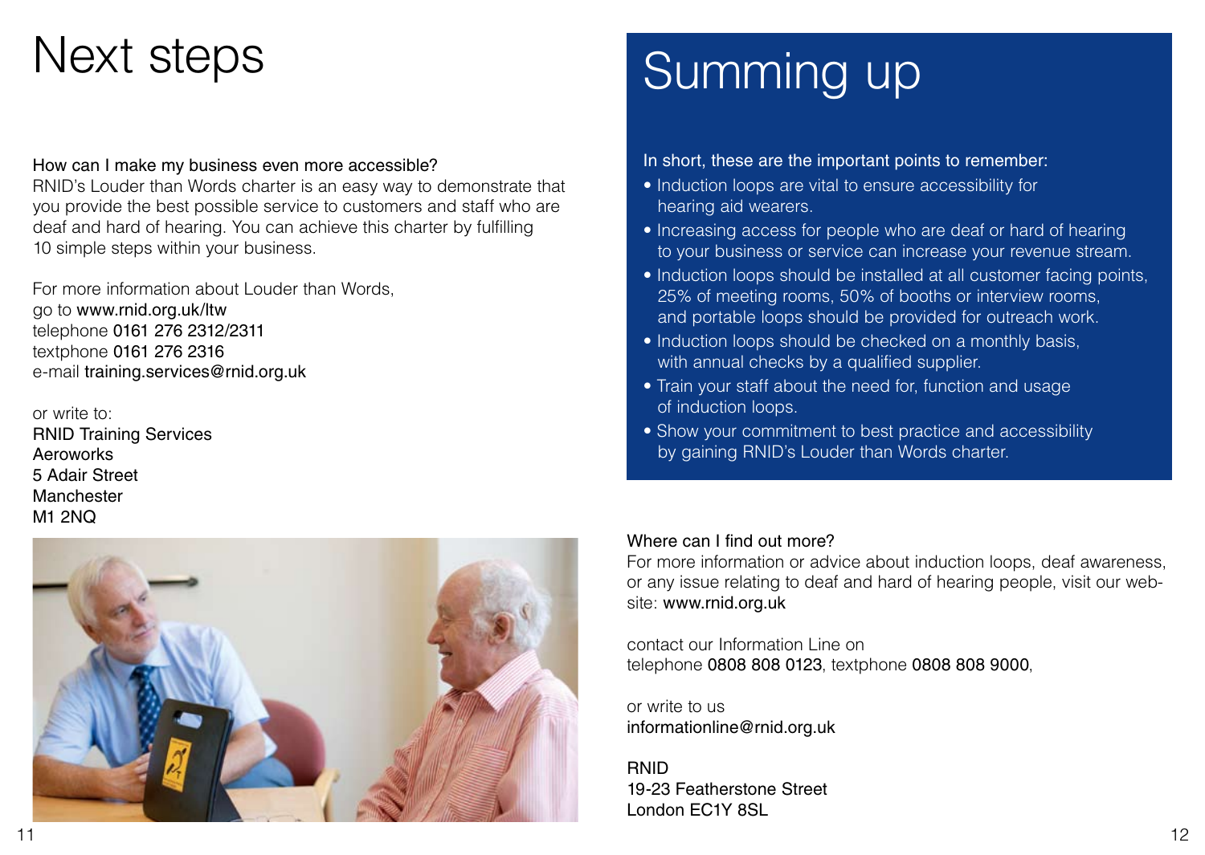# Next steps

How can I make my business even more accessible?

RNID's Louder than Words charter is an easy way to demonstrate that you provide the best possible service to customers and staff who are deaf and hard of hearing. You can achieve this charter by fulfilling 10 simple steps within your business.

For more information about Louder than Words,
go to www.rnid.org.uk/ltw
telephone 0161 276 2312/2311
textphone 0161 276 2316
e-mail training.services@rnid.org.uk

or write to:
RNID Training Services
Aeroworks
5 Adair Street
Manchester
M1 2NQ

# Summing up

In short, these are the important points to remember:

- Induction loops are vital to ensure accessibility for hearing aid wearers.
- Increasing access for people who are deaf or hard of hearing to your business or service can increase your revenue stream.
- Induction loops should be installed at all customer facing points, 25% of meeting rooms, 50% of booths or interview rooms, and portable loops should be provided for outreach work.
- Induction loops should be checked on a monthly basis, with annual checks by a qualified supplier.
- Train your staff about the need for, function and usage of induction loops.
- Show your commitment to best practice and accessibility by gaining RNID's Louder than Words charter.

Where can I find out more?

For more information or advice about induction loops, deaf awareness, or any issue relating to deaf and hard of hearing people, visit our website: www.rnid.org.uk

contact our Information Line on
telephone 0808 808 0123, textphone 0808 808 9000,

or write to us
informationline@rnid.org.uk

RNID
19-23 Featherstone Street
London EC1Y 8SL